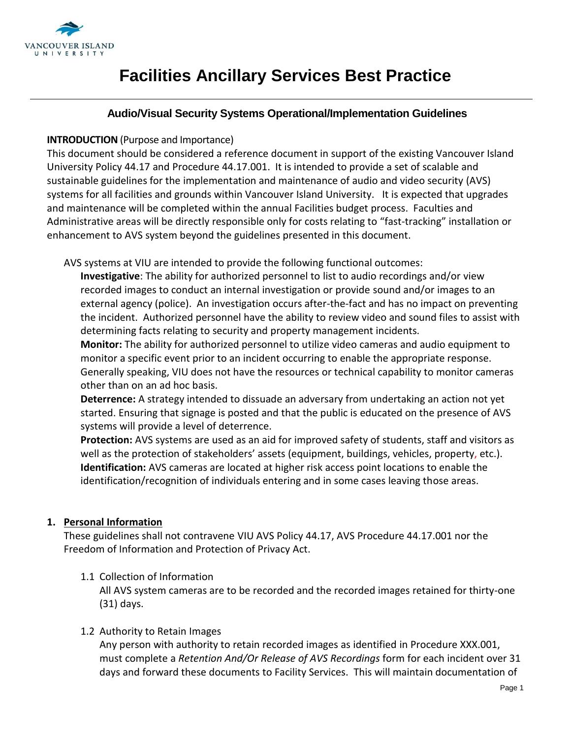# Facilities Ancillary Services Best Practice

## Audio/Visual Security Systems Operational/Implementation Guidelines

**INTRODUCTION** (Purpose and Importance)

This document should be considered a reference document in support of the existing Vancouver Island University Policy 44.17 and Procedure 44.17.001. It is intended to provide a set of scalable and sustainable guidelines for the implementation and maintenance of audio and video security (AVS) systems for all facilities and grounds within Vancouver Island University. It is expected that upgrades and maintenance will be completed within the annual Facilities budget process. Faculties and Administrative areas will be directly responsible only for costs relating to "fast-tracking" installation or enhancement to AVS system beyond the guidelines presented in this document.

AVS systems at VIU are intended to provide the following functional outcomes:

**Investigative**: The ability for authorized personnel to list to audio recordings and/or view recorded images to conduct an internal investigation or provide sound and/or images to an external agency (police). An investigation occurs after-the-fact and has no impact on preventing the incident. Authorized personnel have the ability to review video and sound files to assist with determining facts relating to security and property management incidents.

**Monitor:** The ability for authorized personnel to utilize video cameras and audio equipment to monitor a specific event prior to an incident occurring to enable the appropriate response. Generally speaking, VIU does not have the resources or technical capability to monitor cameras other than on an ad hoc basis.

**Deterrence:** A strategy intended to dissuade an adversary from undertaking an action not yet started. Ensuring that signage is posted and that the public is educated on the presence of AVS systems will provide a level of deterrence.

**Protection:** AVS systems are used as an aid for improved safety of students, staff and visitors as well as the protection of stakeholders' assets (equipment, buildings, vehicles, property, etc.).

**Identification:** AVS cameras are located at higher risk access point locations to enable the identification/recognition of individuals entering and in some cases leaving those areas.

1. **Personal Information**

   These guidelines shall not contravene VIU AVS Policy 44.17, AVS Procedure 44.17.001 nor the Freedom of Information and Protection of Privacy Act.

   1.1 Collection of Information

   All AVS system cameras are to be recorded and the recorded images retained for thirty-one (31) days.

   1.2 Authority to Retain Images

   Any person with authority to retain recorded images as identified in Procedure XXX.001, must complete a *Retention And/Or Release of AVS Recordings* form for each incident over 31 days and forward these documents to Facility Services. This will maintain documentation of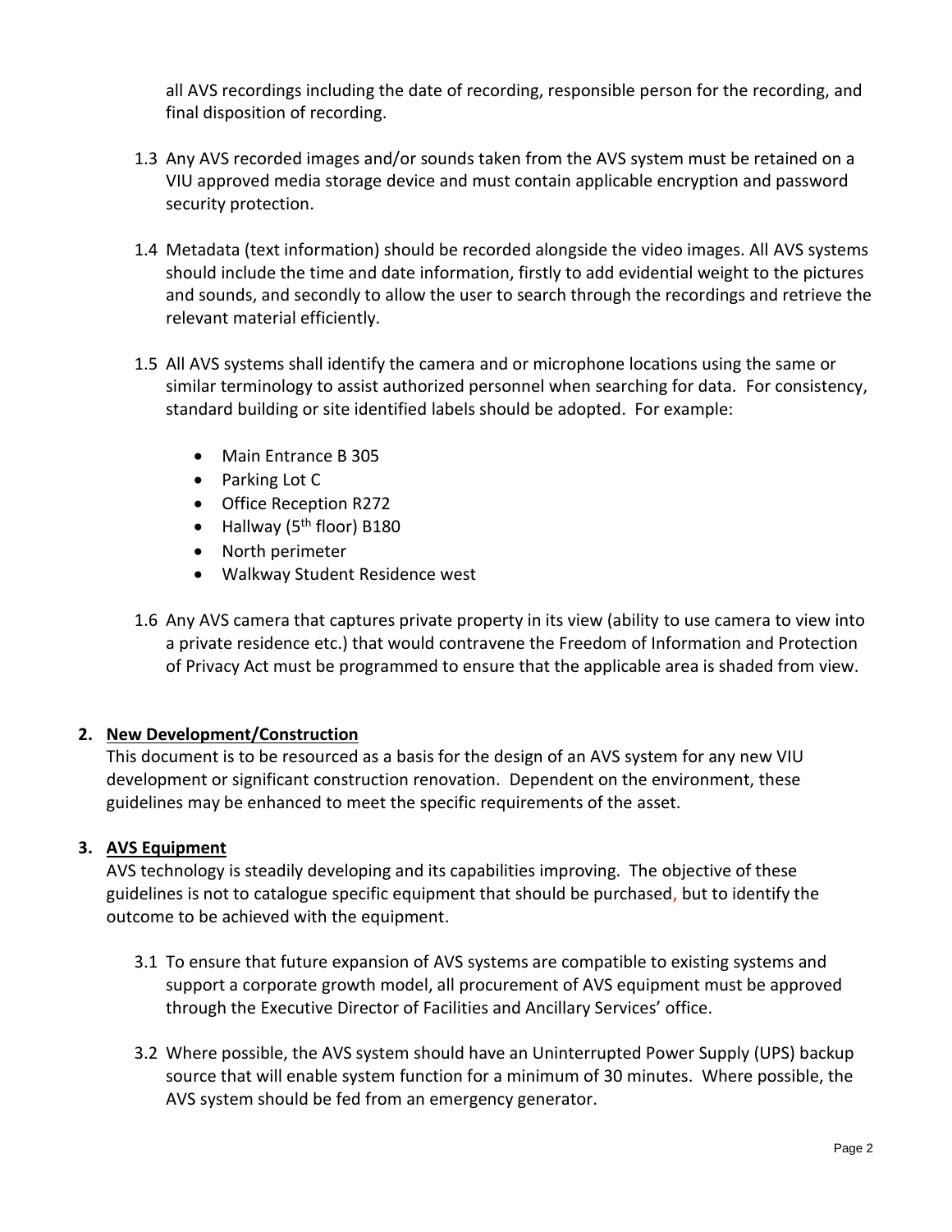all AVS recordings including the date of recording, responsible person for the recording, and final disposition of recording.

1.3 Any AVS recorded images and/or sounds taken from the AVS system must be retained on a VIU approved media storage device and must contain applicable encryption and password security protection.

1.4 Metadata (text information) should be recorded alongside the video images. All AVS systems should include the time and date information, firstly to add evidential weight to the pictures and sounds, and secondly to allow the user to search through the recordings and retrieve the relevant material efficiently.

1.5 All AVS systems shall identify the camera and or microphone locations using the same or similar terminology to assist authorized personnel when searching for data. For consistency, standard building or site identified labels should be adopted. For example:

- Main Entrance B 305
- Parking Lot C
- Office Reception R272
- Hallway (5th floor) B180
- North perimeter
- Walkway Student Residence west

1.6 Any AVS camera that captures private property in its view (ability to use camera to view into a private residence etc.) that would contravene the Freedom of Information and Protection of Privacy Act must be programmed to ensure that the applicable area is shaded from view.

**2. New Development/Construction**

This document is to be resourced as a basis for the design of an AVS system for any new VIU development or significant construction renovation. Dependent on the environment, these guidelines may be enhanced to meet the specific requirements of the asset.

**3. AVS Equipment**

AVS technology is steadily developing and its capabilities improving. The objective of these guidelines is not to catalogue specific equipment that should be purchased, but to identify the outcome to be achieved with the equipment.

3.1 To ensure that future expansion of AVS systems are compatible to existing systems and support a corporate growth model, all procurement of AVS equipment must be approved through the Executive Director of Facilities and Ancillary Services' office.

3.2 Where possible, the AVS system should have an Uninterrupted Power Supply (UPS) backup source that will enable system function for a minimum of 30 minutes. Where possible, the AVS system should be fed from an emergency generator.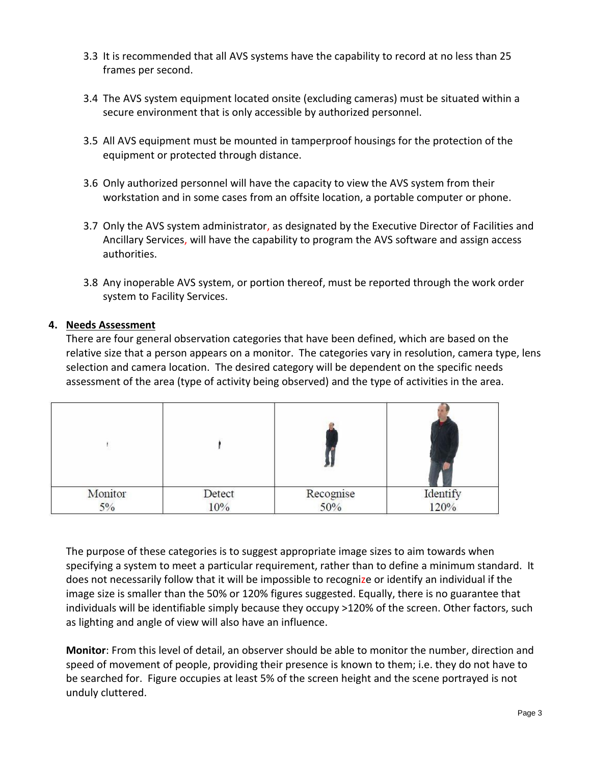3.3 It is recommended that all AVS systems have the capability to record at no less than 25 frames per second.

3.4 The AVS system equipment located onsite (excluding cameras) must be situated within a secure environment that is only accessible by authorized personnel.

3.5 All AVS equipment must be mounted in tamperproof housings for the protection of the equipment or protected through distance.

3.6 Only authorized personnel will have the capacity to view the AVS system from their workstation and in some cases from an offsite location, a portable computer or phone.

3.7 Only the AVS system administrator, as designated by the Executive Director of Facilities and Ancillary Services, will have the capability to program the AVS software and assign access authorities.

3.8 Any inoperable AVS system, or portion thereof, must be reported through the work order system to Facility Services.

## 4. Needs Assessment

There are four general observation categories that have been defined, which are based on the relative size that a person appears on a monitor. The categories vary in resolution, camera type, lens selection and camera location. The desired category will be dependent on the specific needs assessment of the area (type of activity being observed) and the type of activities in the area.

| Monitor 5% | Detect 10% | Recognise 50% | Identify 120% |
|---|---|---|---|

The purpose of these categories is to suggest appropriate image sizes to aim towards when specifying a system to meet a particular requirement, rather than to define a minimum standard. It does not necessarily follow that it will be impossible to recognize or identify an individual if the image size is smaller than the 50% or 120% figures suggested. Equally, there is no guarantee that individuals will be identifiable simply because they occupy >120% of the screen. Other factors, such as lighting and angle of view will also have an influence.

**Monitor**: From this level of detail, an observer should be able to monitor the number, direction and speed of movement of people, providing their presence is known to them; i.e. they do not have to be searched for. Figure occupies at least 5% of the screen height and the scene portrayed is not unduly cluttered.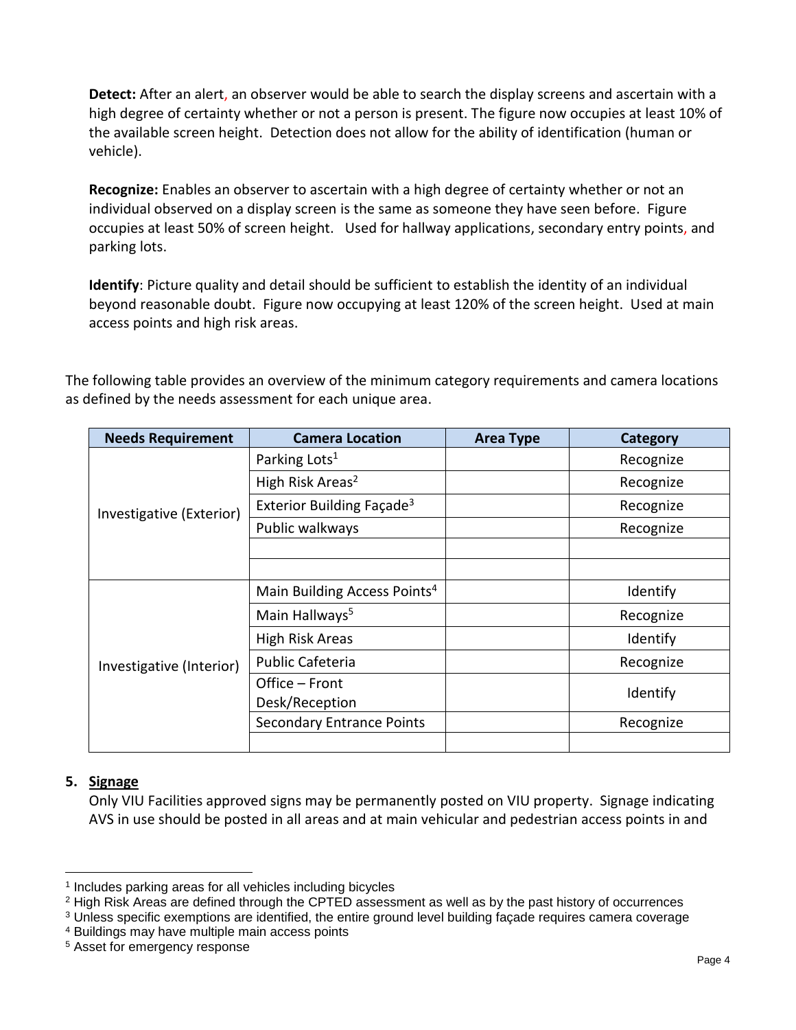**Detect:** After an alert, an observer would be able to search the display screens and ascertain with a high degree of certainty whether or not a person is present. The figure now occupies at least 10% of the available screen height. Detection does not allow for the ability of identification (human or vehicle).

**Recognize:** Enables an observer to ascertain with a high degree of certainty whether or not an individual observed on a display screen is the same as someone they have seen before. Figure occupies at least 50% of screen height. Used for hallway applications, secondary entry points, and parking lots.

**Identify**: Picture quality and detail should be sufficient to establish the identity of an individual beyond reasonable doubt. Figure now occupying at least 120% of the screen height. Used at main access points and high risk areas.

The following table provides an overview of the minimum category requirements and camera locations as defined by the needs assessment for each unique area.

| Needs Requirement | Camera Location | Area Type | Category |
|---|---|---|---|
| Investigative (Exterior) | Parking Lots[1] | | Recognize |
| | High Risk Areas[2] | | Recognize |
| | Exterior Building Façade[3] | | Recognize |
| | Public walkways | | Recognize |
| | | | |
| | | | |
| Investigative (Interior) | Main Building Access Points[4] | | Identify |
| | Main Hallways[5] | | Recognize |
| | High Risk Areas | | Identify |
| | Public Cafeteria | | Recognize |
| | Office – Front Desk/Reception | | Identify |
| | Secondary Entrance Points | | Recognize |
| | | | |

5. **Signage**

Only VIU Facilities approved signs may be permanently posted on VIU property. Signage indicating AVS in use should be posted in all areas and at main vehicular and pedestrian access points in and

[1] Includes parking areas for all vehicles including bicycles

[2] High Risk Areas are defined through the CPTED assessment as well as by the past history of occurrences

[3] Unless specific exemptions are identified, the entire ground level building façade requires camera coverage

[4] Buildings may have multiple main access points

[5] Asset for emergency response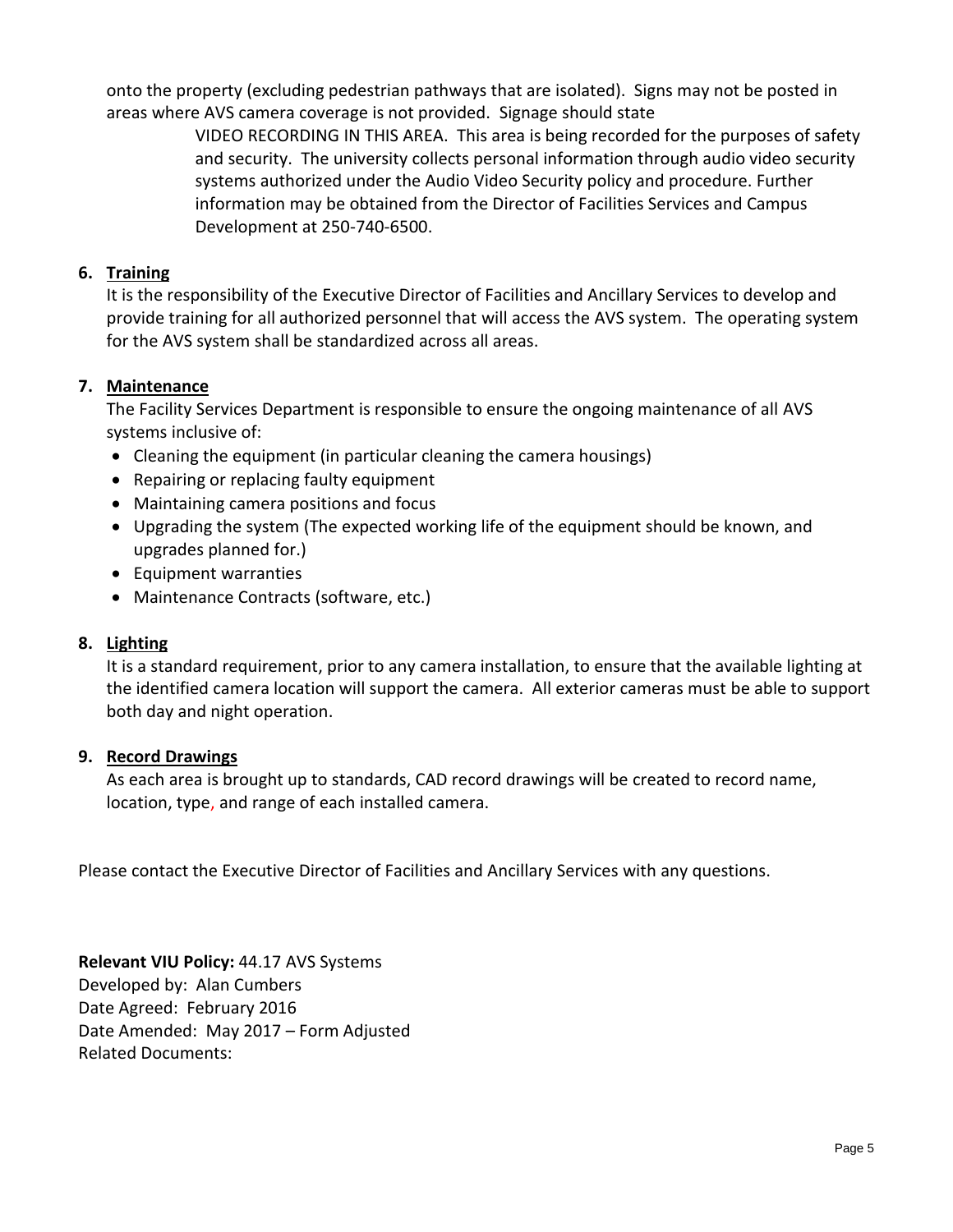onto the property (excluding pedestrian pathways that are isolated). Signs may not be posted in areas where AVS camera coverage is not provided. Signage should state

> VIDEO RECORDING IN THIS AREA. This area is being recorded for the purposes of safety and security. The university collects personal information through audio video security systems authorized under the Audio Video Security policy and procedure. Further information may be obtained from the Director of Facilities Services and Campus Development at 250-740-6500.

6. **Training**

   It is the responsibility of the Executive Director of Facilities and Ancillary Services to develop and provide training for all authorized personnel that will access the AVS system. The operating system for the AVS system shall be standardized across all areas.

7. **Maintenance**

   The Facility Services Department is responsible to ensure the ongoing maintenance of all AVS systems inclusive of:

   - Cleaning the equipment (in particular cleaning the camera housings)
   - Repairing or replacing faulty equipment
   - Maintaining camera positions and focus
   - Upgrading the system (The expected working life of the equipment should be known, and upgrades planned for.)
   - Equipment warranties
   - Maintenance Contracts (software, etc.)

8. **Lighting**

   It is a standard requirement, prior to any camera installation, to ensure that the available lighting at the identified camera location will support the camera. All exterior cameras must be able to support both day and night operation.

9. **Record Drawings**

   As each area is brought up to standards, CAD record drawings will be created to record name, location, type, and range of each installed camera.

Please contact the Executive Director of Facilities and Ancillary Services with any questions.

**Relevant VIU Policy:** 44.17 AVS Systems
Developed by: Alan Cumbers
Date Agreed: February 2016
Date Amended: May 2017 – Form Adjusted
Related Documents: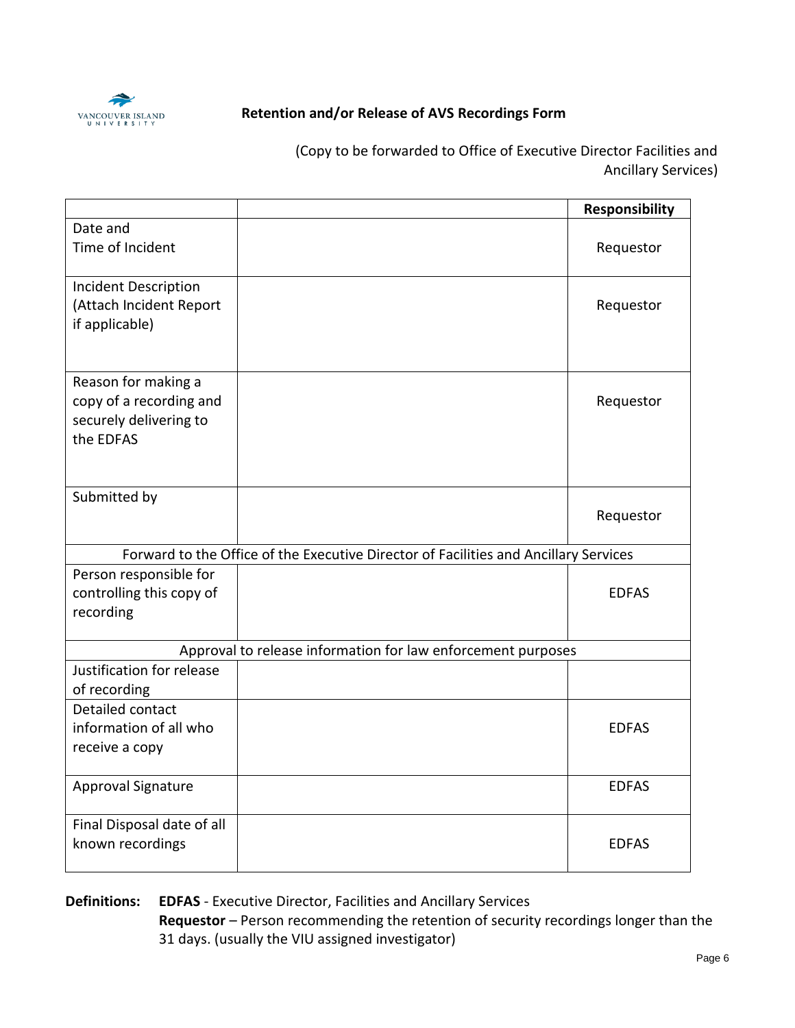VANCOUVER ISLAND UNIVERSITY

## Retention and/or Release of AVS Recordings Form

(Copy to be forwarded to Office of Executive Director Facilities and Ancillary Services)

| | | **Responsibility** |
|---|---|---|
| Date and Time of Incident | | Requestor |
| Incident Description (Attach Incident Report if applicable) | | Requestor |
| Reason for making a copy of a recording and securely delivering to the EDFAS | | Requestor |
| Submitted by | | Requestor |
| Forward to the Office of the Executive Director of Facilities and Ancillary Services | | |
| Person responsible for controlling this copy of recording | | EDFAS |
| Approval to release information for law enforcement purposes | | |
| Justification for release of recording | | |
| Detailed contact information of all who receive a copy | | EDFAS |
| Approval Signature | | EDFAS |
| Final Disposal date of all known recordings | | EDFAS |

**Definitions:** **EDFAS** - Executive Director, Facilities and Ancillary Services
**Requestor** – Person recommending the retention of security recordings longer than the 31 days. (usually the VIU assigned investigator)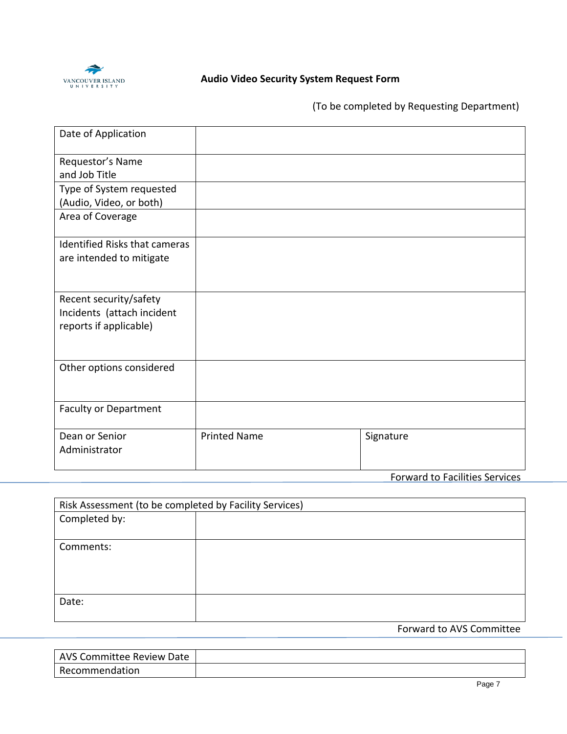VANCOUVER ISLAND UNIVERSITY

# Audio Video Security System Request Form

(To be completed by Requesting Department)

| | | |
|---|---|---|
| Date of Application | | |
| Requestor's Name and Job Title | | |
| Type of System requested (Audio, Video, or both) | | |
| Area of Coverage | | |
| Identified Risks that cameras are intended to mitigate | | |
| Recent security/safety Incidents (attach incident reports if applicable) | | |
| Other options considered | | |
| Faculty or Department | | |
| Dean or Senior Administrator | Printed Name | Signature |

Forward to Facilities Services

| Risk Assessment (to be completed by Facility Services) | |
|---|---|
| Completed by: | |
| Comments: | |
| Date: | |

Forward to AVS Committee

| | |
|---|---|
| AVS Committee Review Date | |
| Recommendation | |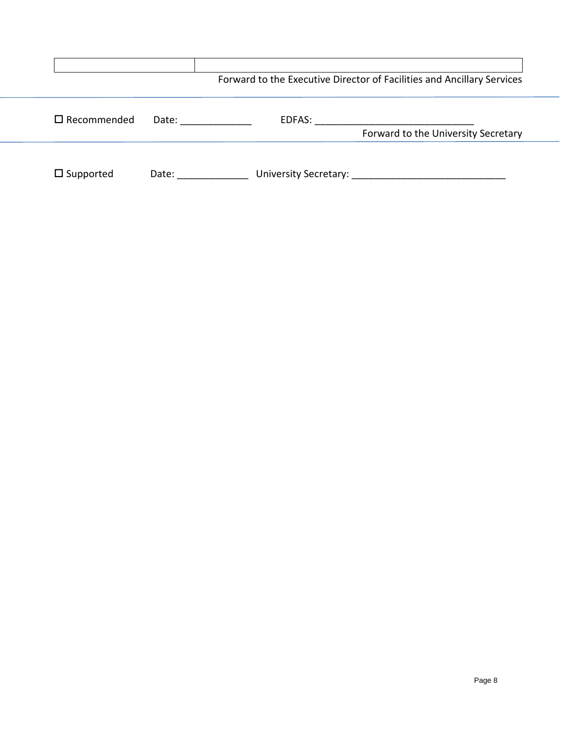| | |
|---|---|
| | |

Forward to the Executive Director of Facilities and Ancillary Services

---

☐ Recommended     Date: _____________     EDFAS: ______________________________

Forward to the University Secretary

---

☐ Supported     Date: _____________     University Secretary: ____________________________